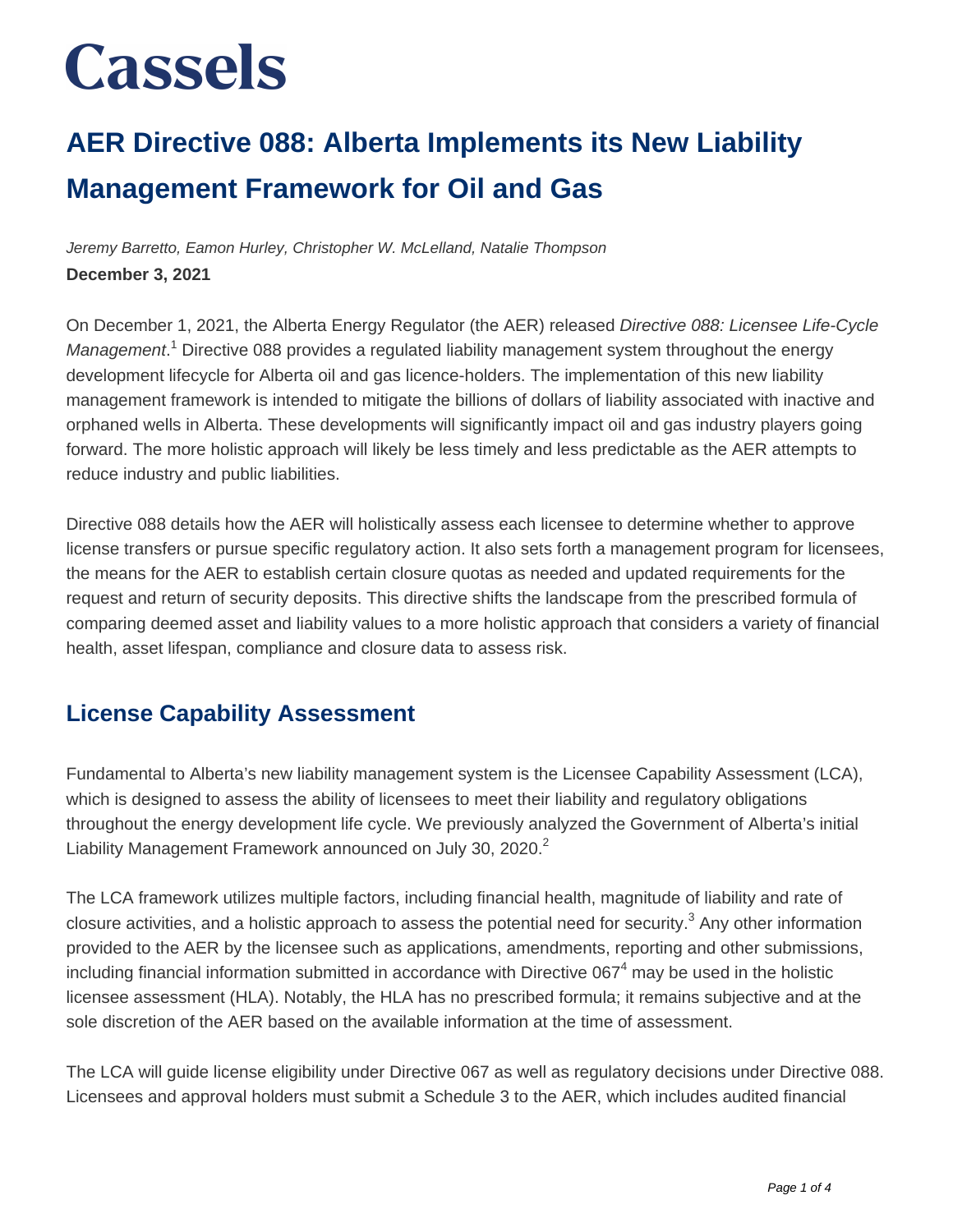# Cassels

## AER Directive 088: Alberta Implements its New Liability Management Framework for Oil and Gas

*Jeremy Barretto, Eamon Hurley, Christopher W. McLelland, Natalie Thompson*

**December 3, 2021**

On December 1, 2021, the Alberta Energy Regulator (the AER) released *Directive 088: Licensee Life-Cycle Management*.[1] Directive 088 provides a regulated liability management system throughout the energy development lifecycle for Alberta oil and gas licence-holders. The implementation of this new liability management framework is intended to mitigate the billions of dollars of liability associated with inactive and orphaned wells in Alberta. These developments will significantly impact oil and gas industry players going forward. The more holistic approach will likely be less timely and less predictable as the AER attempts to reduce industry and public liabilities.

Directive 088 details how the AER will holistically assess each licensee to determine whether to approve license transfers or pursue specific regulatory action. It also sets forth a management program for licensees, the means for the AER to establish certain closure quotas as needed and updated requirements for the request and return of security deposits. This directive shifts the landscape from the prescribed formula of comparing deemed asset and liability values to a more holistic approach that considers a variety of financial health, asset lifespan, compliance and closure data to assess risk.

### License Capability Assessment

Fundamental to Alberta's new liability management system is the Licensee Capability Assessment (LCA), which is designed to assess the ability of licensees to meet their liability and regulatory obligations throughout the energy development life cycle. We previously analyzed the Government of Alberta's initial Liability Management Framework announced on July 30, 2020.[2]

The LCA framework utilizes multiple factors, including financial health, magnitude of liability and rate of closure activities, and a holistic approach to assess the potential need for security.[3] Any other information provided to the AER by the licensee such as applications, amendments, reporting and other submissions, including financial information submitted in accordance with Directive 067[4] may be used in the holistic licensee assessment (HLA). Notably, the HLA has no prescribed formula; it remains subjective and at the sole discretion of the AER based on the available information at the time of assessment.

The LCA will guide license eligibility under Directive 067 as well as regulatory decisions under Directive 088. Licensees and approval holders must submit a Schedule 3 to the AER, which includes audited financial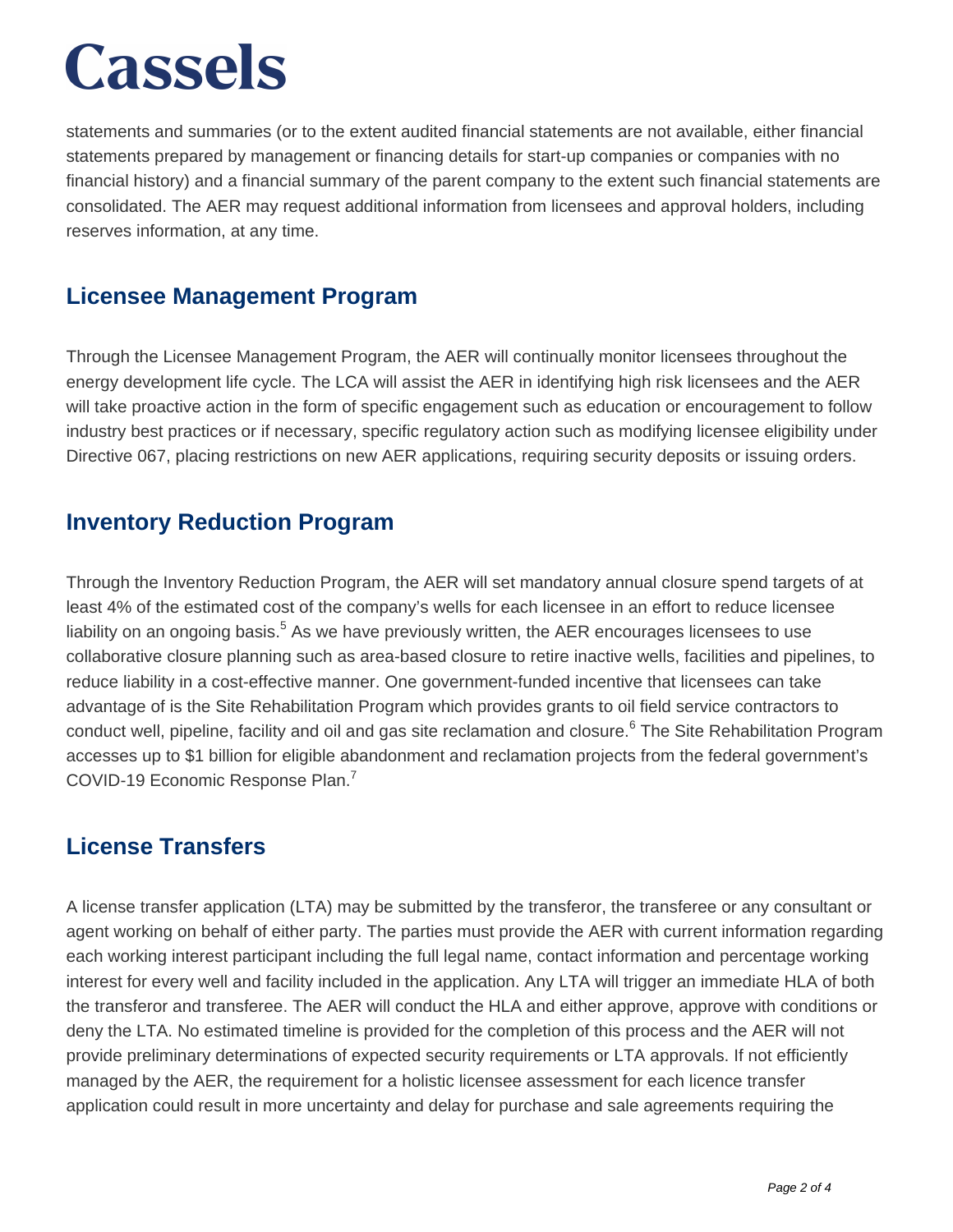statements and summaries (or to the extent audited financial statements are not available, either financial statements prepared by management or financing details for start-up companies or companies with no financial history) and a financial summary of the parent company to the extent such financial statements are consolidated. The AER may request additional information from licensees and approval holders, including reserves information, at any time.

## Licensee Management Program

Through the Licensee Management Program, the AER will continually monitor licensees throughout the energy development life cycle. The LCA will assist the AER in identifying high risk licensees and the AER will take proactive action in the form of specific engagement such as education or encouragement to follow industry best practices or if necessary, specific regulatory action such as modifying licensee eligibility under Directive 067, placing restrictions on new AER applications, requiring security deposits or issuing orders.

## Inventory Reduction Program

Through the Inventory Reduction Program, the AER will set mandatory annual closure spend targets of at least 4% of the estimated cost of the company's wells for each licensee in an effort to reduce licensee liability on an ongoing basis.[5] As we have previously written, the AER encourages licensees to use collaborative closure planning such as area-based closure to retire inactive wells, facilities and pipelines, to reduce liability in a cost-effective manner. One government-funded incentive that licensees can take advantage of is the Site Rehabilitation Program which provides grants to oil field service contractors to conduct well, pipeline, facility and oil and gas site reclamation and closure.[6] The Site Rehabilitation Program accesses up to $1 billion for eligible abandonment and reclamation projects from the federal government's COVID-19 Economic Response Plan.[7]

## License Transfers

A license transfer application (LTA) may be submitted by the transferor, the transferee or any consultant or agent working on behalf of either party. The parties must provide the AER with current information regarding each working interest participant including the full legal name, contact information and percentage working interest for every well and facility included in the application. Any LTA will trigger an immediate HLA of both the transferor and transferee. The AER will conduct the HLA and either approve, approve with conditions or deny the LTA. No estimated timeline is provided for the completion of this process and the AER will not provide preliminary determinations of expected security requirements or LTA approvals. If not efficiently managed by the AER, the requirement for a holistic licensee assessment for each licence transfer application could result in more uncertainty and delay for purchase and sale agreements requiring the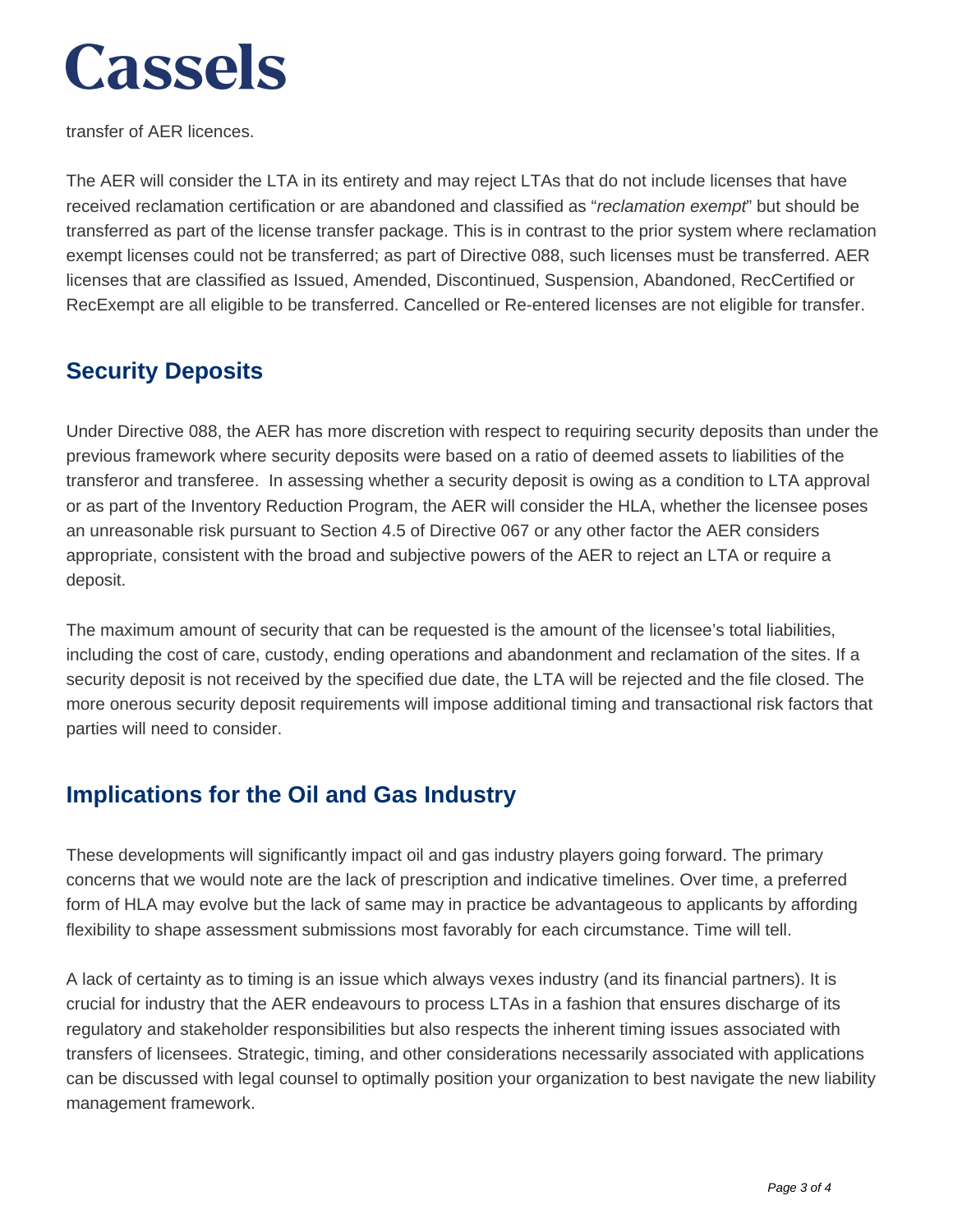transfer of AER licences.

The AER will consider the LTA in its entirety and may reject LTAs that do not include licenses that have received reclamation certification or are abandoned and classified as "*reclamation exempt*" but should be transferred as part of the license transfer package. This is in contrast to the prior system where reclamation exempt licenses could not be transferred; as part of Directive 088, such licenses must be transferred. AER licenses that are classified as Issued, Amended, Discontinued, Suspension, Abandoned, RecCertified or RecExempt are all eligible to be transferred. Cancelled or Re-entered licenses are not eligible for transfer.

## Security Deposits

Under Directive 088, the AER has more discretion with respect to requiring security deposits than under the previous framework where security deposits were based on a ratio of deemed assets to liabilities of the transferor and transferee. In assessing whether a security deposit is owing as a condition to LTA approval or as part of the Inventory Reduction Program, the AER will consider the HLA, whether the licensee poses an unreasonable risk pursuant to Section 4.5 of Directive 067 or any other factor the AER considers appropriate, consistent with the broad and subjective powers of the AER to reject an LTA or require a deposit.

The maximum amount of security that can be requested is the amount of the licensee's total liabilities, including the cost of care, custody, ending operations and abandonment and reclamation of the sites. If a security deposit is not received by the specified due date, the LTA will be rejected and the file closed. The more onerous security deposit requirements will impose additional timing and transactional risk factors that parties will need to consider.

## Implications for the Oil and Gas Industry

These developments will significantly impact oil and gas industry players going forward. The primary concerns that we would note are the lack of prescription and indicative timelines. Over time, a preferred form of HLA may evolve but the lack of same may in practice be advantageous to applicants by affording flexibility to shape assessment submissions most favorably for each circumstance. Time will tell.

A lack of certainty as to timing is an issue which always vexes industry (and its financial partners). It is crucial for industry that the AER endeavours to process LTAs in a fashion that ensures discharge of its regulatory and stakeholder responsibilities but also respects the inherent timing issues associated with transfers of licensees. Strategic, timing, and other considerations necessarily associated with applications can be discussed with legal counsel to optimally position your organization to best navigate the new liability management framework.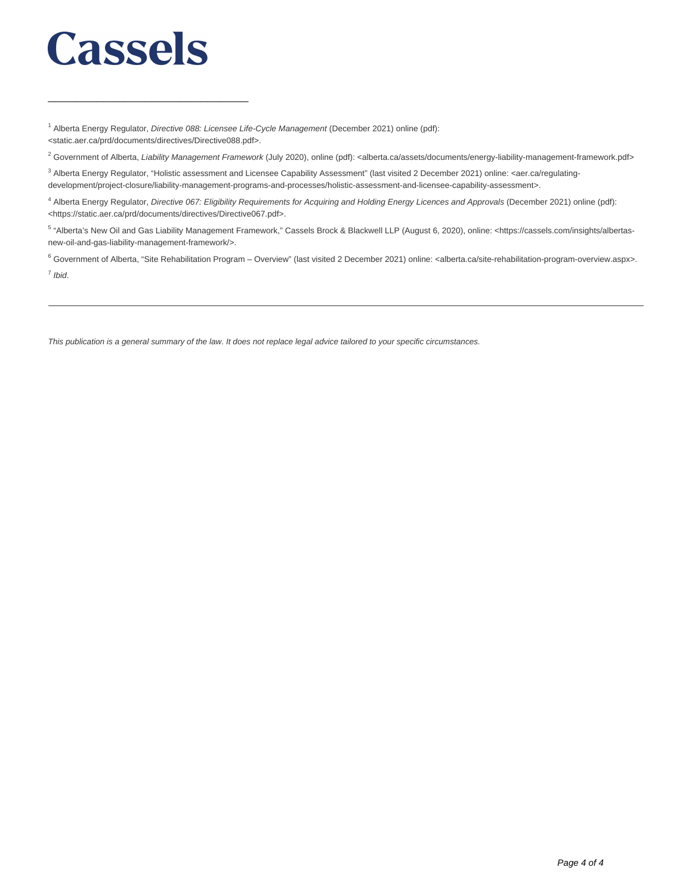[1] Alberta Energy Regulator, *Directive 088: Licensee Life-Cycle Management* (December 2021) online (pdf): <static.aer.ca/prd/documents/directives/Directive088.pdf>.

[2] Government of Alberta, *Liability Management Framework* (July 2020), online (pdf): <alberta.ca/assets/documents/energy-liability-management-framework.pdf>

[3] Alberta Energy Regulator, "Holistic assessment and Licensee Capability Assessment" (last visited 2 December 2021) online: <aer.ca/regulating-development/project-closure/liability-management-programs-and-processes/holistic-assessment-and-licensee-capability-assessment>.

[4] Alberta Energy Regulator, *Directive 067: Eligibility Requirements for Acquiring and Holding Energy Licences and Approvals* (December 2021) online (pdf): <https://static.aer.ca/prd/documents/directives/Directive067.pdf>.

[5] "Alberta's New Oil and Gas Liability Management Framework," Cassels Brock & Blackwell LLP (August 6, 2020), online: <https://cassels.com/insights/albertas-new-oil-and-gas-liability-management-framework/>.

[6] Government of Alberta, "Site Rehabilitation Program – Overview" (last visited 2 December 2021) online: <alberta.ca/site-rehabilitation-program-overview.aspx>.

[7] *Ibid*.

---

*This publication is a general summary of the law. It does not replace legal advice tailored to your specific circumstances.*